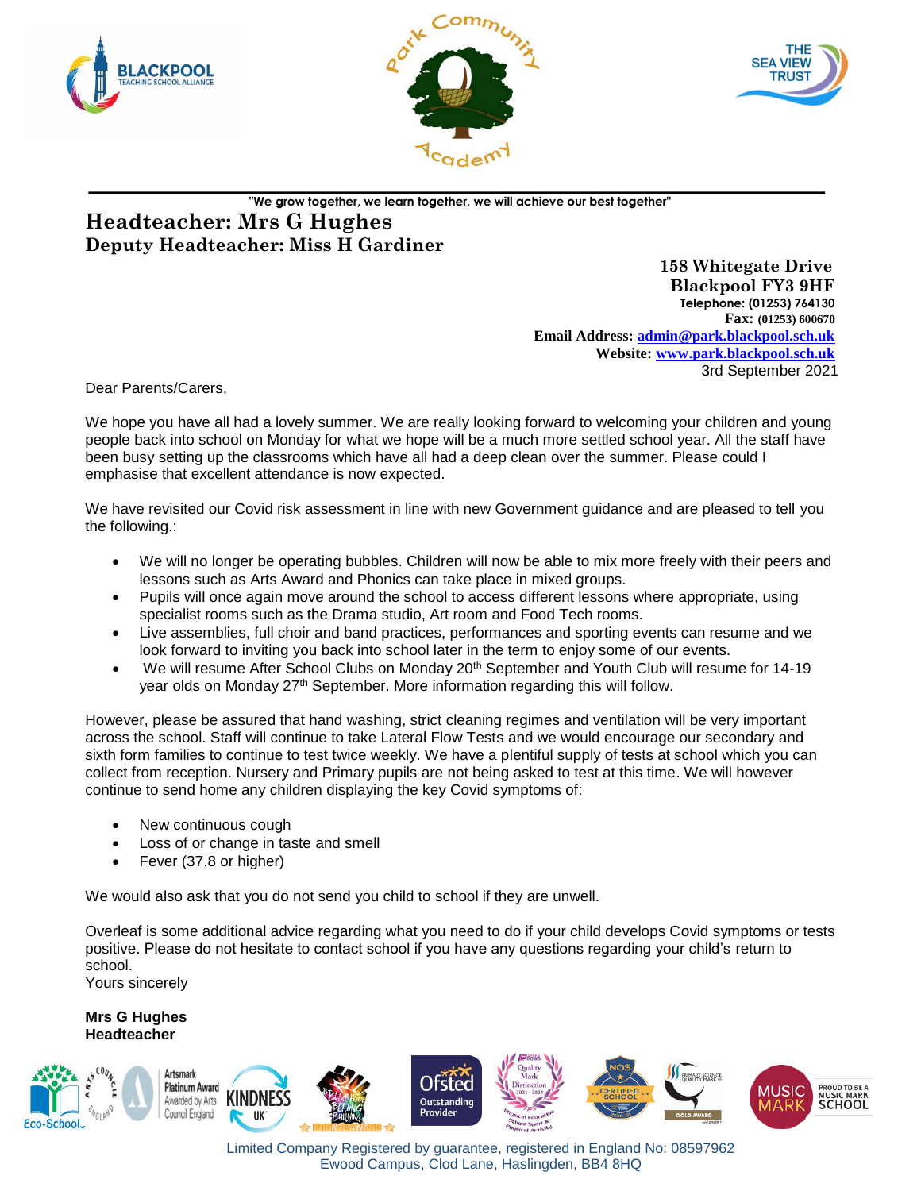"We grow together, we learn together, we will achieve our best together"

# Headteacher: Mrs G Hughes
## Deputy Headteacher: Miss H Gardiner

158 Whitegate Drive
Blackpool FY3 9HF
Telephone: (01253) 764130
Fax: (01253) 600670
Email Address: admin@park.blackpool.sch.uk
Website: www.park.blackpool.sch.uk

3rd September 2021

Dear Parents/Carers,

We hope you have all had a lovely summer. We are really looking forward to welcoming your children and young people back into school on Monday for what we hope will be a much more settled school year. All the staff have been busy setting up the classrooms which have all had a deep clean over the summer. Please could I emphasise that excellent attendance is now expected.

We have revisited our Covid risk assessment in line with new Government guidance and are pleased to tell you the following.:

- We will no longer be operating bubbles. Children will now be able to mix more freely with their peers and lessons such as Arts Award and Phonics can take place in mixed groups.
- Pupils will once again move around the school to access different lessons where appropriate, using specialist rooms such as the Drama studio, Art room and Food Tech rooms.
- Live assemblies, full choir and band practices, performances and sporting events can resume and we look forward to inviting you back into school later in the term to enjoy some of our events.
- We will resume After School Clubs on Monday 20th September and Youth Club will resume for 14-19 year olds on Monday 27th September. More information regarding this will follow.

However, please be assured that hand washing, strict cleaning regimes and ventilation will be very important across the school. Staff will continue to take Lateral Flow Tests and we would encourage our secondary and sixth form families to continue to test twice weekly. We have a plentiful supply of tests at school which you can collect from reception. Nursery and Primary pupils are not being asked to test at this time. We will however continue to send home any children displaying the key Covid symptoms of:

- New continuous cough
- Loss of or change in taste and smell
- Fever (37.8 or higher)

We would also ask that you do not send you child to school if they are unwell.

Overleaf is some additional advice regarding what you need to do if your child develops Covid symptoms or tests positive. Please do not hesitate to contact school if you have any questions regarding your child's return to school.

Yours sincerely

**Mrs G Hughes**
**Headteacher**

Limited Company Registered by guarantee, registered in England No: 08597962
Ewood Campus, Clod Lane, Haslingden, BB4 8HQ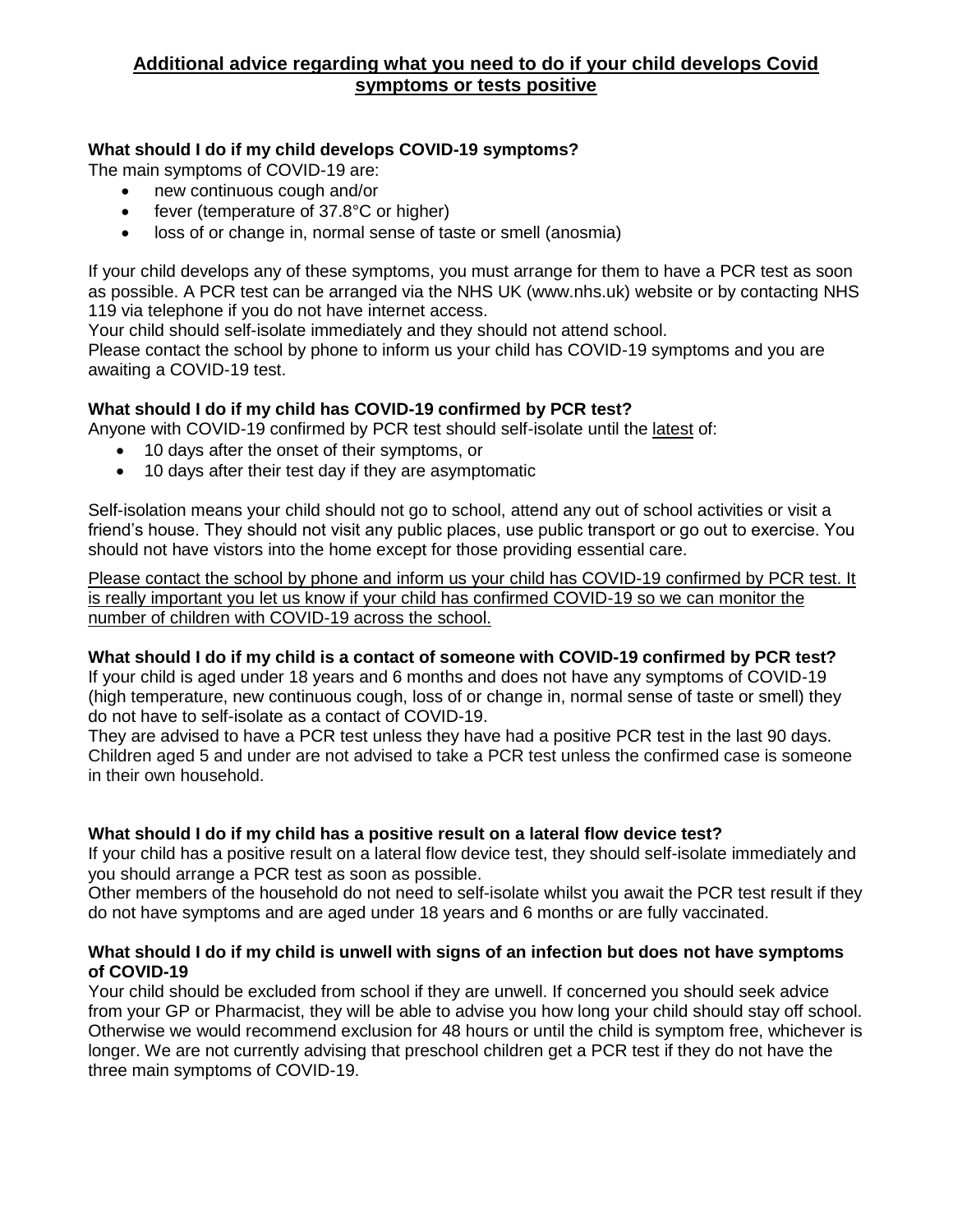## Additional advice regarding what you need to do if your child develops Covid symptoms or tests positive

**What should I do if my child develops COVID-19 symptoms?**

The main symptoms of COVID-19 are:

- new continuous cough and/or
- fever (temperature of 37.8°C or higher)
- loss of or change in, normal sense of taste or smell (anosmia)

If your child develops any of these symptoms, you must arrange for them to have a PCR test as soon as possible. A PCR test can be arranged via the NHS UK (www.nhs.uk) website or by contacting NHS 119 via telephone if you do not have internet access.

Your child should self-isolate immediately and they should not attend school.

Please contact the school by phone to inform us your child has COVID-19 symptoms and you are awaiting a COVID-19 test.

**What should I do if my child has COVID-19 confirmed by PCR test?**

Anyone with COVID-19 confirmed by PCR test should self-isolate until the latest of:

- 10 days after the onset of their symptoms, or
- 10 days after their test day if they are asymptomatic

Self-isolation means your child should not go to school, attend any out of school activities or visit a friend's house. They should not visit any public places, use public transport or go out to exercise. You should not have vistors into the home except for those providing essential care.

Please contact the school by phone and inform us your child has COVID-19 confirmed by PCR test. It is really important you let us know if your child has confirmed COVID-19 so we can monitor the number of children with COVID-19 across the school.

**What should I do if my child is a contact of someone with COVID-19 confirmed by PCR test?**

If your child is aged under 18 years and 6 months and does not have any symptoms of COVID-19 (high temperature, new continuous cough, loss of or change in, normal sense of taste or smell) they do not have to self-isolate as a contact of COVID-19.

They are advised to have a PCR test unless they have had a positive PCR test in the last 90 days. Children aged 5 and under are not advised to take a PCR test unless the confirmed case is someone in their own household.

**What should I do if my child has a positive result on a lateral flow device test?**

If your child has a positive result on a lateral flow device test, they should self-isolate immediately and you should arrange a PCR test as soon as possible.

Other members of the household do not need to self-isolate whilst you await the PCR test result if they do not have symptoms and are aged under 18 years and 6 months or are fully vaccinated.

**What should I do if my child is unwell with signs of an infection but does not have symptoms of COVID-19**

Your child should be excluded from school if they are unwell. If concerned you should seek advice from your GP or Pharmacist, they will be able to advise you how long your child should stay off school. Otherwise we would recommend exclusion for 48 hours or until the child is symptom free, whichever is longer. We are not currently advising that preschool children get a PCR test if they do not have the three main symptoms of COVID-19.